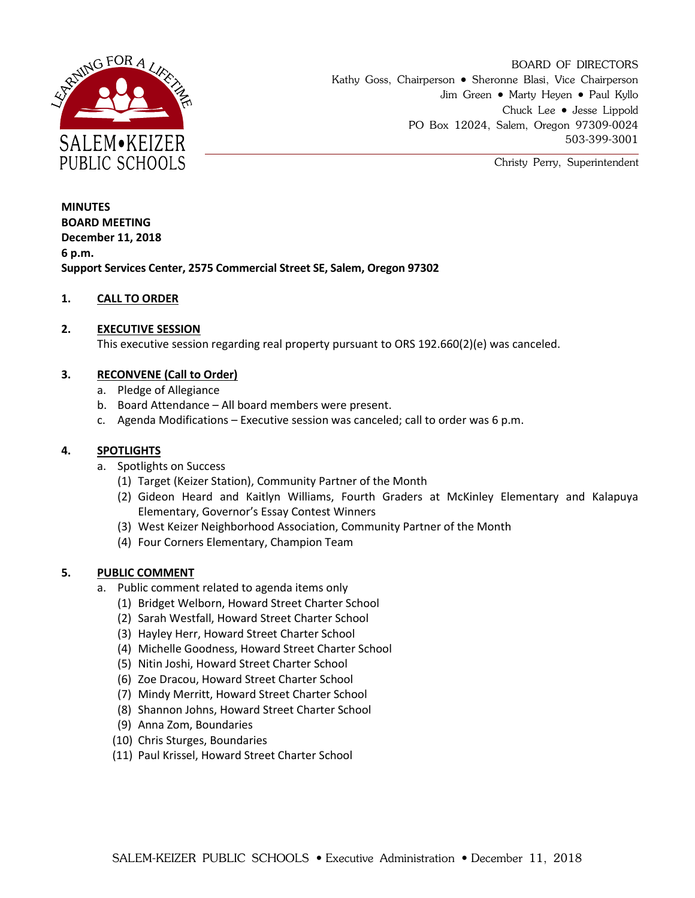SALEM•KEIZER PUBLIC SCHOOLS

LEARNING FOR A LIFETIME

BOARD OF DIRECTORS
Kathy Goss, Chairperson • Sheronne Blasi, Vice Chairperson
Jim Green • Marty Heyen • Paul Kyllo
Chuck Lee • Jesse Lippold
PO Box 12024, Salem, Oregon 97309-0024
503-399-3001

Christy Perry, Superintendent

**MINUTES**
**BOARD MEETING**
**December 11, 2018**
**6 p.m.**
**Support Services Center, 2575 Commercial Street SE, Salem, Oregon 97302**

1. **CALL TO ORDER**

2. **EXECUTIVE SESSION**
   This executive session regarding real property pursuant to ORS 192.660(2)(e) was canceled.

3. **RECONVENE (Call to Order)**
   a. Pledge of Allegiance
   b. Board Attendance – All board members were present.
   c. Agenda Modifications – Executive session was canceled; call to order was 6 p.m.

4. **SPOTLIGHTS**
   a. Spotlights on Success
      (1) Target (Keizer Station), Community Partner of the Month
      (2) Gideon Heard and Kaitlyn Williams, Fourth Graders at McKinley Elementary and Kalapuya Elementary, Governor's Essay Contest Winners
      (3) West Keizer Neighborhood Association, Community Partner of the Month
      (4) Four Corners Elementary, Champion Team

5. **PUBLIC COMMENT**
   a. Public comment related to agenda items only
      (1) Bridget Welborn, Howard Street Charter School
      (2) Sarah Westfall, Howard Street Charter School
      (3) Hayley Herr, Howard Street Charter School
      (4) Michelle Goodness, Howard Street Charter School
      (5) Nitin Joshi, Howard Street Charter School
      (6) Zoe Dracou, Howard Street Charter School
      (7) Mindy Merritt, Howard Street Charter School
      (8) Shannon Johns, Howard Street Charter School
      (9) Anna Zom, Boundaries
      (10) Chris Sturges, Boundaries
      (11) Paul Krissel, Howard Street Charter School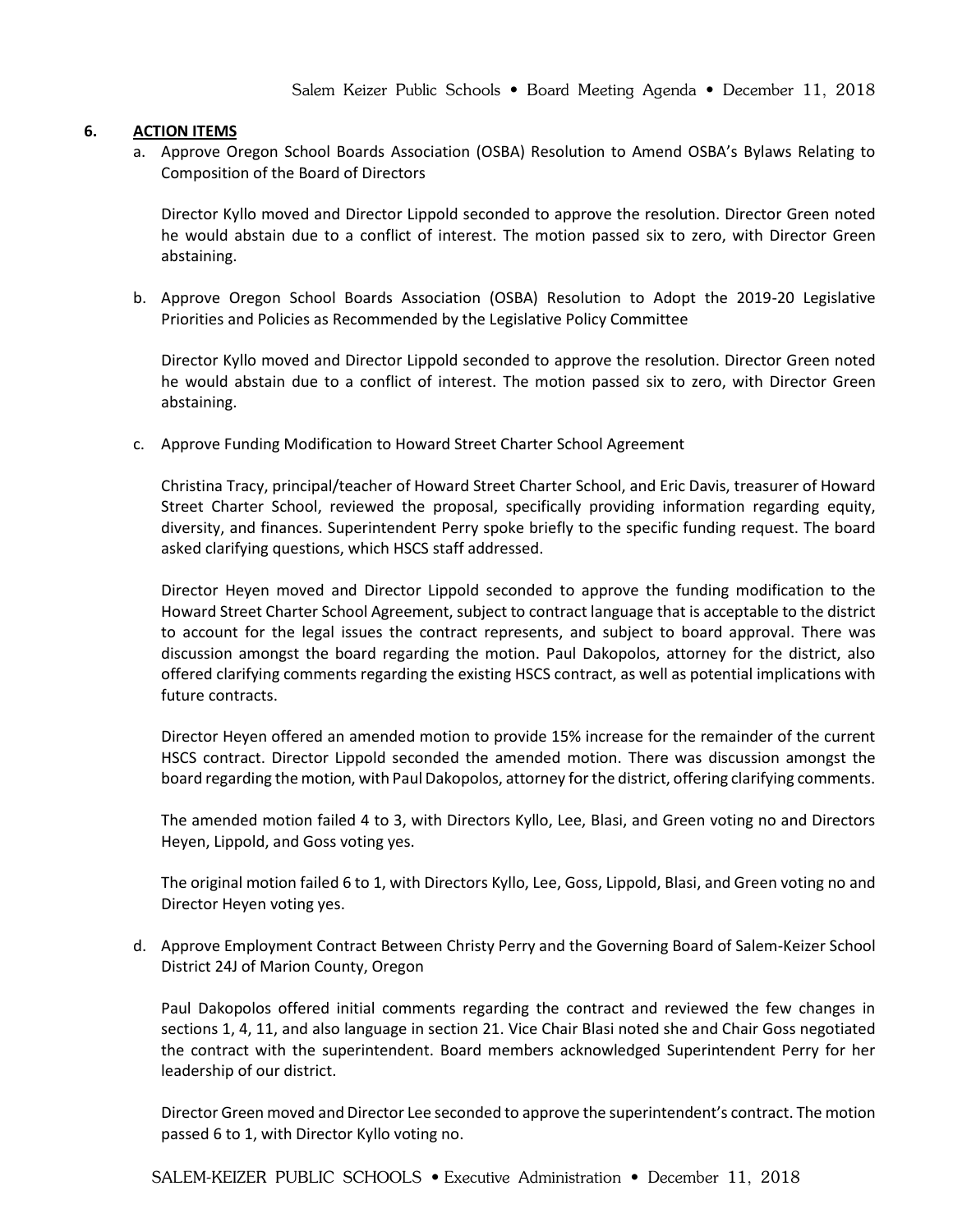## 6. ACTION ITEMS

a. Approve Oregon School Boards Association (OSBA) Resolution to Amend OSBA's Bylaws Relating to Composition of the Board of Directors

Director Kyllo moved and Director Lippold seconded to approve the resolution. Director Green noted he would abstain due to a conflict of interest. The motion passed six to zero, with Director Green abstaining.

b. Approve Oregon School Boards Association (OSBA) Resolution to Adopt the 2019-20 Legislative Priorities and Policies as Recommended by the Legislative Policy Committee

Director Kyllo moved and Director Lippold seconded to approve the resolution. Director Green noted he would abstain due to a conflict of interest. The motion passed six to zero, with Director Green abstaining.

c. Approve Funding Modification to Howard Street Charter School Agreement

Christina Tracy, principal/teacher of Howard Street Charter School, and Eric Davis, treasurer of Howard Street Charter School, reviewed the proposal, specifically providing information regarding equity, diversity, and finances. Superintendent Perry spoke briefly to the specific funding request. The board asked clarifying questions, which HSCS staff addressed.

Director Heyen moved and Director Lippold seconded to approve the funding modification to the Howard Street Charter School Agreement, subject to contract language that is acceptable to the district to account for the legal issues the contract represents, and subject to board approval. There was discussion amongst the board regarding the motion. Paul Dakopolos, attorney for the district, also offered clarifying comments regarding the existing HSCS contract, as well as potential implications with future contracts.

Director Heyen offered an amended motion to provide 15% increase for the remainder of the current HSCS contract. Director Lippold seconded the amended motion. There was discussion amongst the board regarding the motion, with Paul Dakopolos, attorney for the district, offering clarifying comments.

The amended motion failed 4 to 3, with Directors Kyllo, Lee, Blasi, and Green voting no and Directors Heyen, Lippold, and Goss voting yes.

The original motion failed 6 to 1, with Directors Kyllo, Lee, Goss, Lippold, Blasi, and Green voting no and Director Heyen voting yes.

d. Approve Employment Contract Between Christy Perry and the Governing Board of Salem-Keizer School District 24J of Marion County, Oregon

Paul Dakopolos offered initial comments regarding the contract and reviewed the few changes in sections 1, 4, 11, and also language in section 21. Vice Chair Blasi noted she and Chair Goss negotiated the contract with the superintendent. Board members acknowledged Superintendent Perry for her leadership of our district.

Director Green moved and Director Lee seconded to approve the superintendent's contract. The motion passed 6 to 1, with Director Kyllo voting no.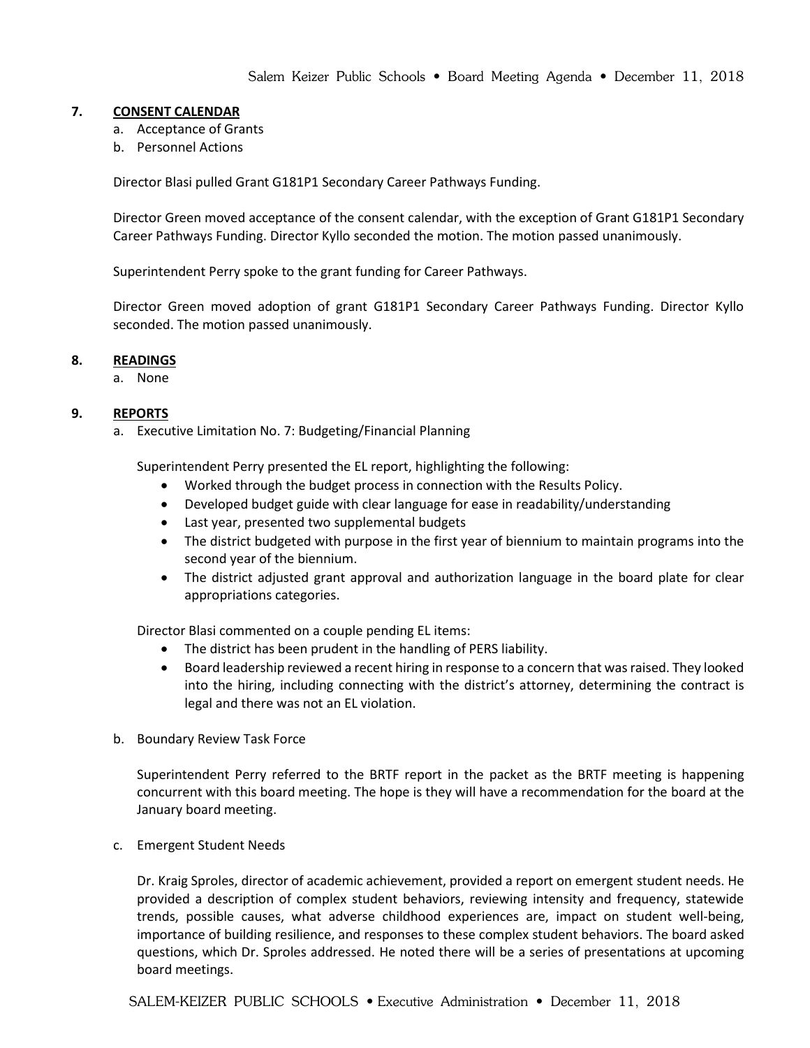## 7. CONSENT CALENDAR

a. Acceptance of Grants
b. Personnel Actions

Director Blasi pulled Grant G181P1 Secondary Career Pathways Funding.

Director Green moved acceptance of the consent calendar, with the exception of Grant G181P1 Secondary Career Pathways Funding. Director Kyllo seconded the motion. The motion passed unanimously.

Superintendent Perry spoke to the grant funding for Career Pathways.

Director Green moved adoption of grant G181P1 Secondary Career Pathways Funding. Director Kyllo seconded. The motion passed unanimously.

## 8. READINGS

a. None

## 9. REPORTS

a. Executive Limitation No. 7: Budgeting/Financial Planning

Superintendent Perry presented the EL report, highlighting the following:

- Worked through the budget process in connection with the Results Policy.
- Developed budget guide with clear language for ease in readability/understanding
- Last year, presented two supplemental budgets
- The district budgeted with purpose in the first year of biennium to maintain programs into the second year of the biennium.
- The district adjusted grant approval and authorization language in the board plate for clear appropriations categories.

Director Blasi commented on a couple pending EL items:

- The district has been prudent in the handling of PERS liability.
- Board leadership reviewed a recent hiring in response to a concern that was raised. They looked into the hiring, including connecting with the district's attorney, determining the contract is legal and there was not an EL violation.

b. Boundary Review Task Force

Superintendent Perry referred to the BRTF report in the packet as the BRTF meeting is happening concurrent with this board meeting. The hope is they will have a recommendation for the board at the January board meeting.

c. Emergent Student Needs

Dr. Kraig Sproles, director of academic achievement, provided a report on emergent student needs. He provided a description of complex student behaviors, reviewing intensity and frequency, statewide trends, possible causes, what adverse childhood experiences are, impact on student well-being, importance of building resilience, and responses to these complex student behaviors. The board asked questions, which Dr. Sproles addressed. He noted there will be a series of presentations at upcoming board meetings.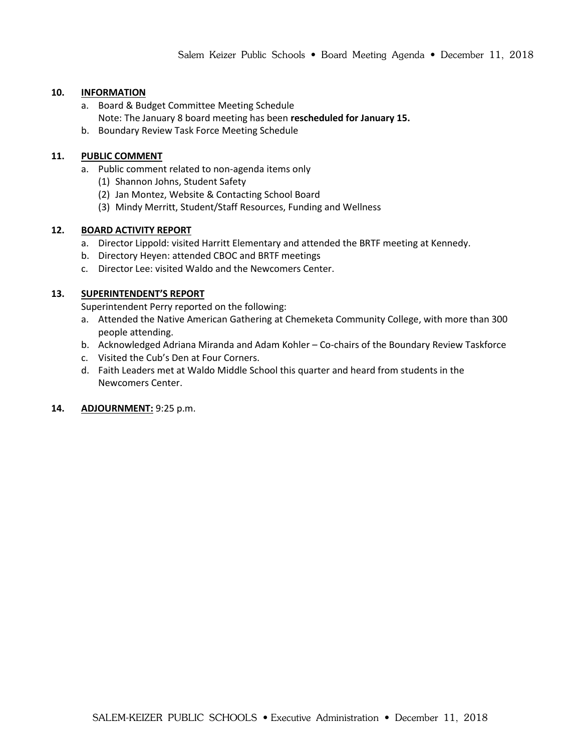**10. INFORMATION**

a. Board & Budget Committee Meeting Schedule
   Note: The January 8 board meeting has been **rescheduled for January 15.**

b. Boundary Review Task Force Meeting Schedule

**11. PUBLIC COMMENT**

a. Public comment related to non-agenda items only
   (1) Shannon Johns, Student Safety
   (2) Jan Montez, Website & Contacting School Board
   (3) Mindy Merritt, Student/Staff Resources, Funding and Wellness

**12. BOARD ACTIVITY REPORT**

a. Director Lippold: visited Harritt Elementary and attended the BRTF meeting at Kennedy.
b. Directory Heyen: attended CBOC and BRTF meetings
c. Director Lee: visited Waldo and the Newcomers Center.

**13. SUPERINTENDENT'S REPORT**

Superintendent Perry reported on the following:

a. Attended the Native American Gathering at Chemeketa Community College, with more than 300 people attending.
b. Acknowledged Adriana Miranda and Adam Kohler – Co-chairs of the Boundary Review Taskforce
c. Visited the Cub's Den at Four Corners.
d. Faith Leaders met at Waldo Middle School this quarter and heard from students in the Newcomers Center.

**14. ADJOURNMENT:** 9:25 p.m.